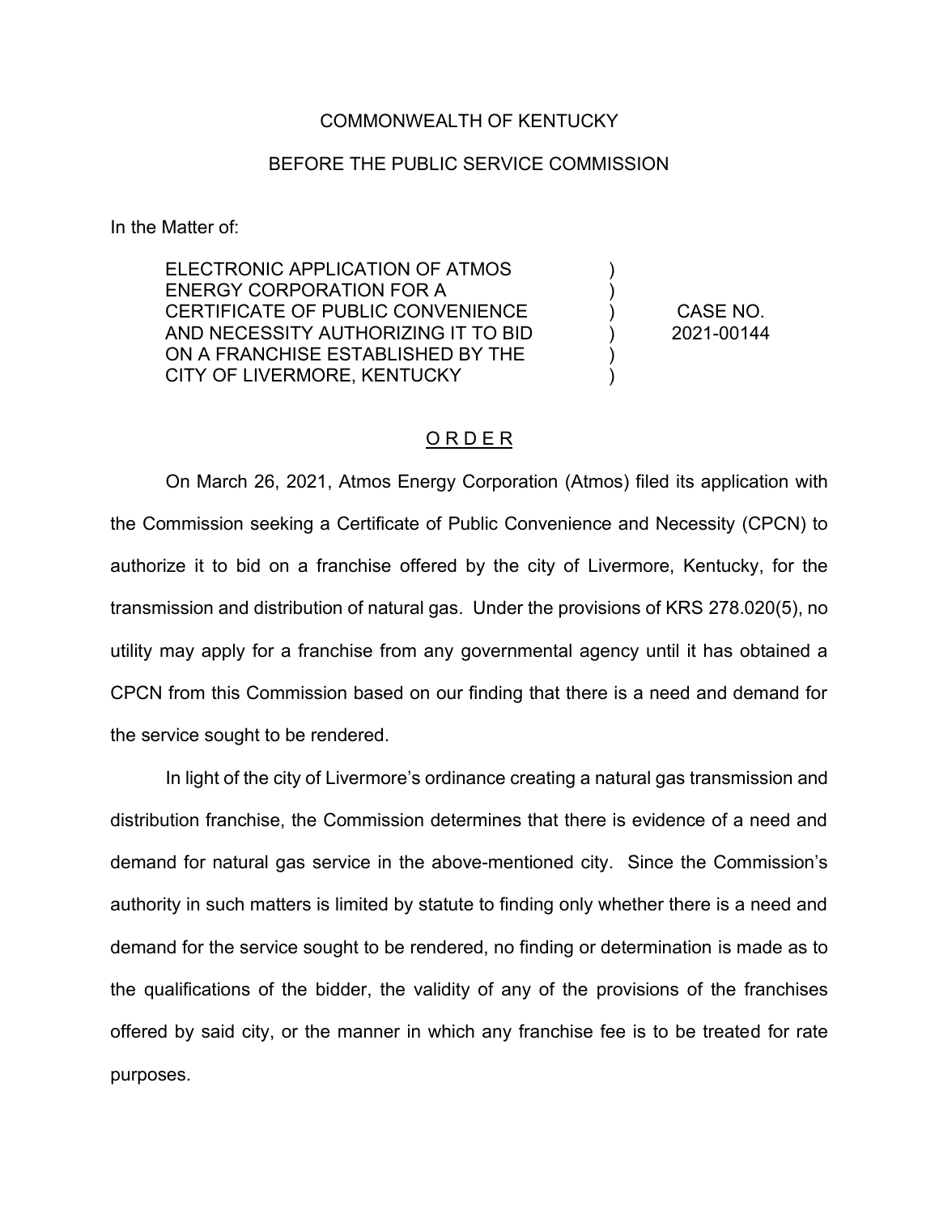COMMONWEALTH OF KENTUCKY

BEFORE THE PUBLIC SERVICE COMMISSION

In the Matter of:

| | | |
|---|---|---|
| ELECTRONIC APPLICATION OF ATMOS ENERGY CORPORATION FOR A CERTIFICATE OF PUBLIC CONVENIENCE AND NECESSITY AUTHORIZING IT TO BID ON A FRANCHISE ESTABLISHED BY THE CITY OF LIVERMORE, KENTUCKY | ) | CASE NO. 2021-00144 |

# ORDER

On March 26, 2021, Atmos Energy Corporation (Atmos) filed its application with the Commission seeking a Certificate of Public Convenience and Necessity (CPCN) to authorize it to bid on a franchise offered by the city of Livermore, Kentucky, for the transmission and distribution of natural gas. Under the provisions of KRS 278.020(5), no utility may apply for a franchise from any governmental agency until it has obtained a CPCN from this Commission based on our finding that there is a need and demand for the service sought to be rendered.

In light of the city of Livermore's ordinance creating a natural gas transmission and distribution franchise, the Commission determines that there is evidence of a need and demand for natural gas service in the above-mentioned city. Since the Commission's authority in such matters is limited by statute to finding only whether there is a need and demand for the service sought to be rendered, no finding or determination is made as to the qualifications of the bidder, the validity of any of the provisions of the franchises offered by said city, or the manner in which any franchise fee is to be treated for rate purposes.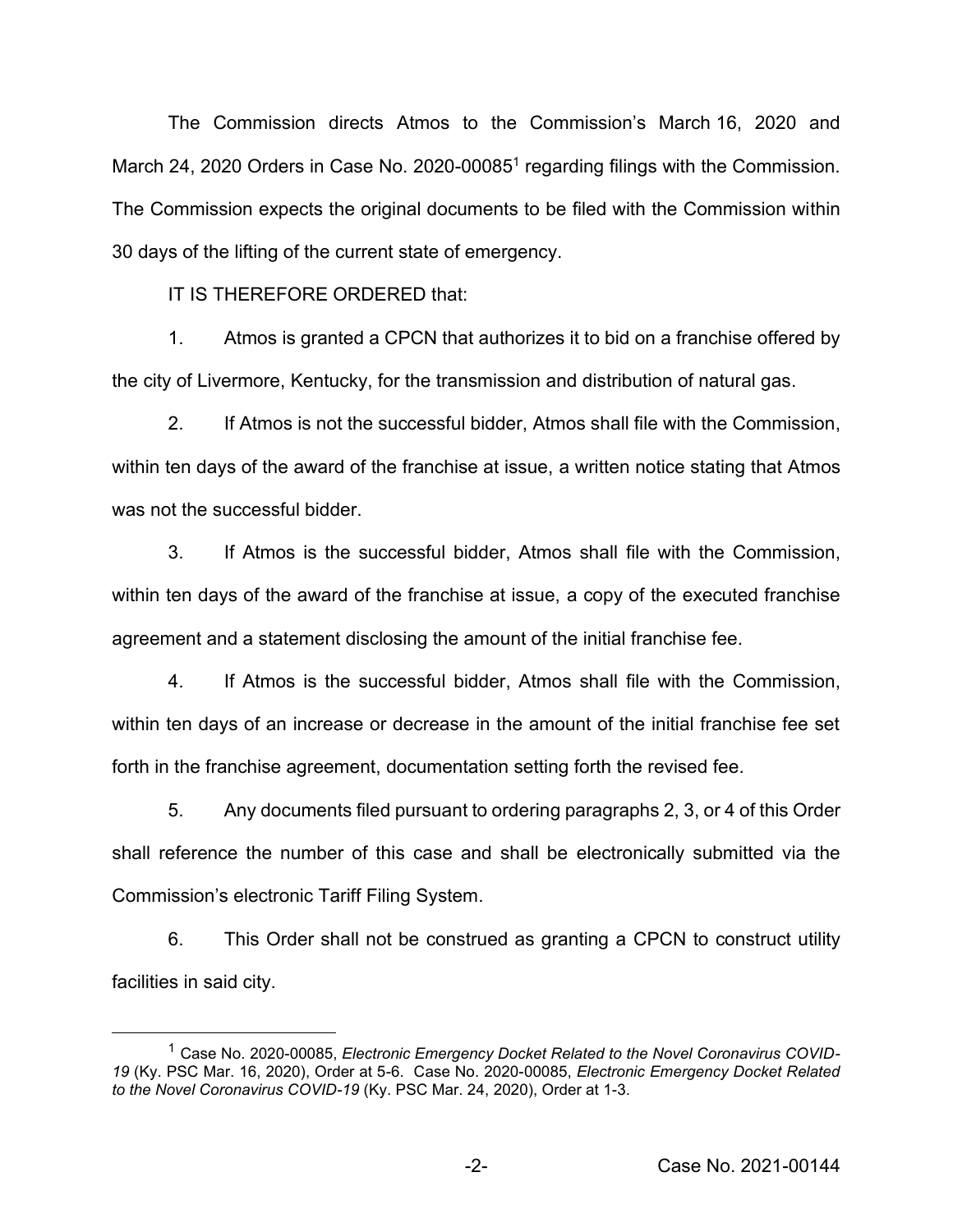The Commission directs Atmos to the Commission's March 16, 2020 and March 24, 2020 Orders in Case No. 2020-00085[1] regarding filings with the Commission. The Commission expects the original documents to be filed with the Commission within 30 days of the lifting of the current state of emergency.

IT IS THEREFORE ORDERED that:

1. Atmos is granted a CPCN that authorizes it to bid on a franchise offered by the city of Livermore, Kentucky, for the transmission and distribution of natural gas.

2. If Atmos is not the successful bidder, Atmos shall file with the Commission, within ten days of the award of the franchise at issue, a written notice stating that Atmos was not the successful bidder.

3. If Atmos is the successful bidder, Atmos shall file with the Commission, within ten days of the award of the franchise at issue, a copy of the executed franchise agreement and a statement disclosing the amount of the initial franchise fee.

4. If Atmos is the successful bidder, Atmos shall file with the Commission, within ten days of an increase or decrease in the amount of the initial franchise fee set forth in the franchise agreement, documentation setting forth the revised fee.

5. Any documents filed pursuant to ordering paragraphs 2, 3, or 4 of this Order shall reference the number of this case and shall be electronically submitted via the Commission's electronic Tariff Filing System.

6. This Order shall not be construed as granting a CPCN to construct utility facilities in said city.

[1] Case No. 2020-00085, *Electronic Emergency Docket Related to the Novel Coronavirus COVID-19* (Ky. PSC Mar. 16, 2020), Order at 5-6. Case No. 2020-00085, *Electronic Emergency Docket Related to the Novel Coronavirus COVID-19* (Ky. PSC Mar. 24, 2020), Order at 1-3.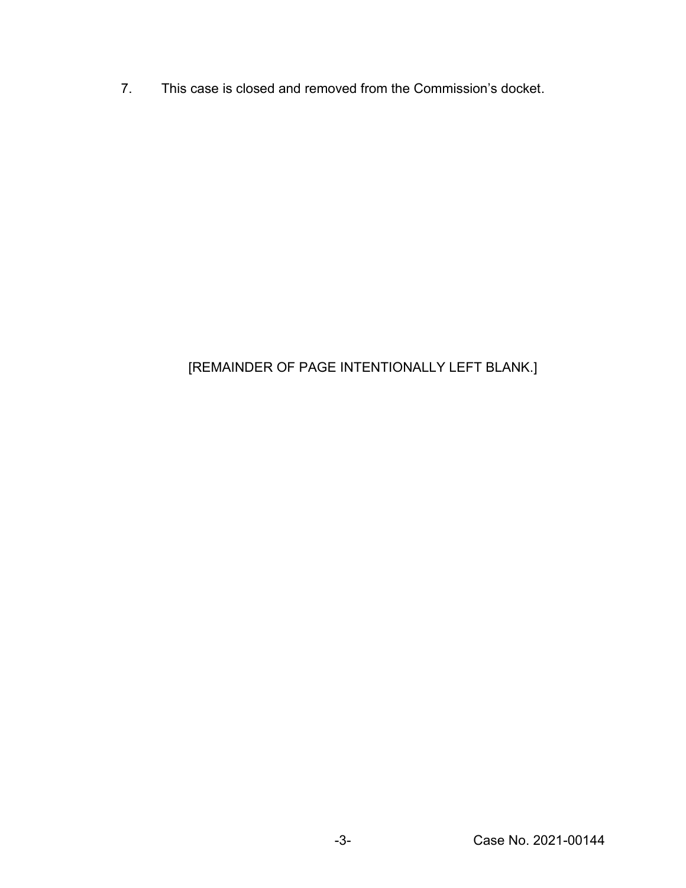7. This case is closed and removed from the Commission's docket.

[REMAINDER OF PAGE INTENTIONALLY LEFT BLANK.]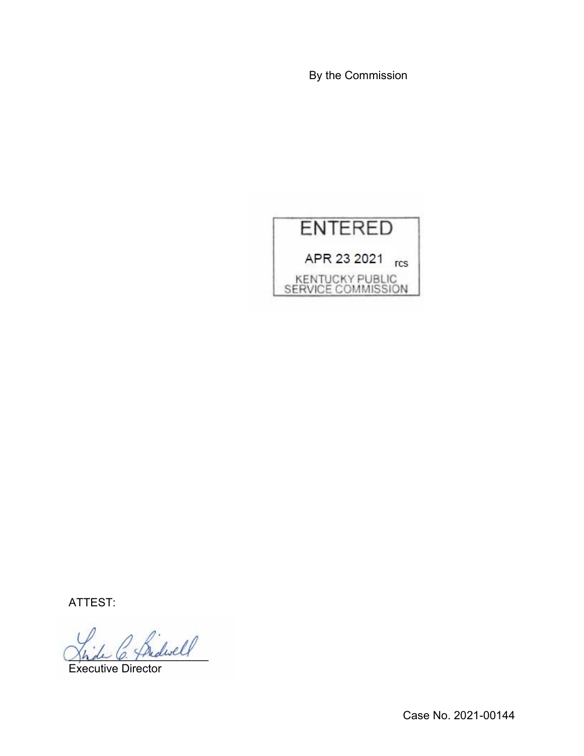By the Commission

ENTERED

APR 23 2021 rcs

KENTUCKY PUBLIC SERVICE COMMISSION

ATTEST:

Executive Director

Case No. 2021-00144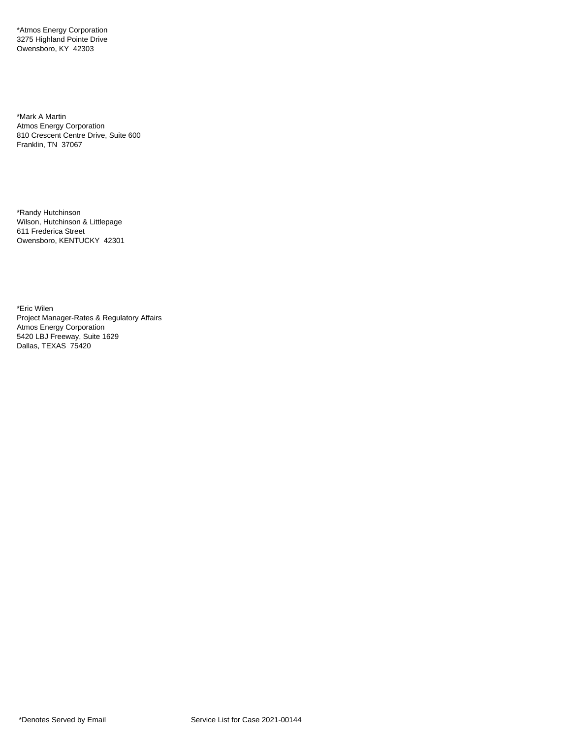*Atmos Energy Corporation
3275 Highland Pointe Drive
Owensboro, KY 42303

*Mark A Martin
Atmos Energy Corporation
810 Crescent Centre Drive, Suite 600
Franklin, TN 37067

*Randy Hutchinson
Wilson, Hutchinson & Littlepage
611 Frederica Street
Owensboro, KENTUCKY 42301

*Eric Wilen
Project Manager-Rates & Regulatory Affairs
Atmos Energy Corporation
5420 LBJ Freeway, Suite 1629
Dallas, TEXAS 75420